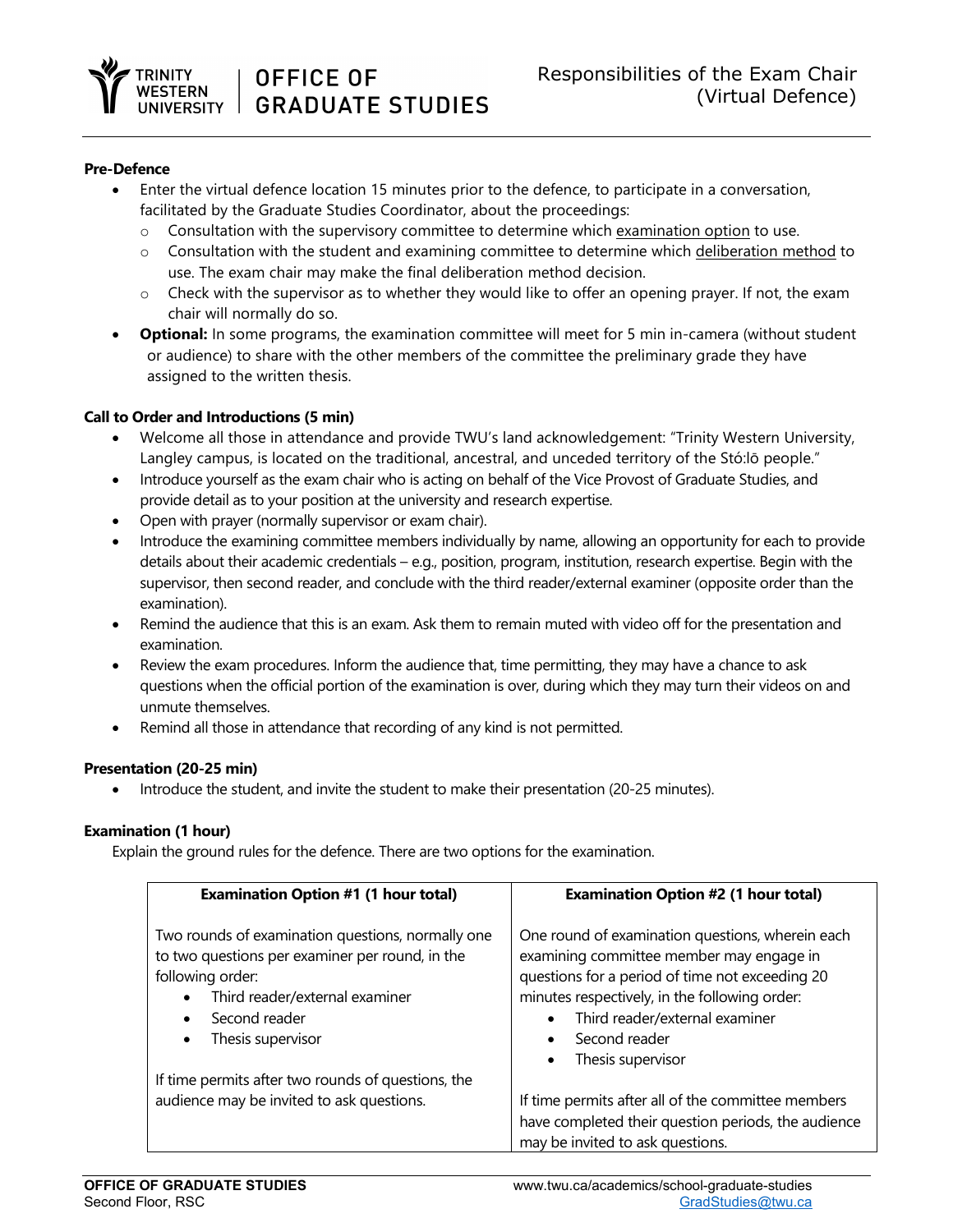# Responsibilities of the Exam Chair (Virtual Defence)

**Pre-Defence**

- Enter the virtual defence location 15 minutes prior to the defence, to participate in a conversation, facilitated by the Graduate Studies Coordinator, about the proceedings:
  - Consultation with the supervisory committee to determine which examination option to use.
  - Consultation with the student and examining committee to determine which deliberation method to use. The exam chair may make the final deliberation method decision.
  - Check with the supervisor as to whether they would like to offer an opening prayer. If not, the exam chair will normally do so.
- **Optional:** In some programs, the examination committee will meet for 5 min in-camera (without student or audience) to share with the other members of the committee the preliminary grade they have assigned to the written thesis.

**Call to Order and Introductions (5 min)**

- Welcome all those in attendance and provide TWU's land acknowledgement: "Trinity Western University, Langley campus, is located on the traditional, ancestral, and unceded territory of the Stó:lō people."
- Introduce yourself as the exam chair who is acting on behalf of the Vice Provost of Graduate Studies, and provide detail as to your position at the university and research expertise.
- Open with prayer (normally supervisor or exam chair).
- Introduce the examining committee members individually by name, allowing an opportunity for each to provide details about their academic credentials – e.g., position, program, institution, research expertise. Begin with the supervisor, then second reader, and conclude with the third reader/external examiner (opposite order than the examination).
- Remind the audience that this is an exam. Ask them to remain muted with video off for the presentation and examination.
- Review the exam procedures. Inform the audience that, time permitting, they may have a chance to ask questions when the official portion of the examination is over, during which they may turn their videos on and unmute themselves.
- Remind all those in attendance that recording of any kind is not permitted.

**Presentation (20-25 min)**

- Introduce the student, and invite the student to make their presentation (20-25 minutes).

**Examination (1 hour)**

Explain the ground rules for the defence. There are two options for the examination.

| Examination Option #1 (1 hour total) | Examination Option #2 (1 hour total) |
| --- | --- |
| Two rounds of examination questions, normally one to two questions per examiner per round, in the following order:<br>• Third reader/external examiner<br>• Second reader<br>• Thesis supervisor<br><br>If time permits after two rounds of questions, the audience may be invited to ask questions. | One round of examination questions, wherein each examining committee member may engage in questions for a period of time not exceeding 20 minutes respectively, in the following order:<br>• Third reader/external examiner<br>• Second reader<br>• Thesis supervisor<br><br>If time permits after all of the committee members have completed their question periods, the audience may be invited to ask questions. |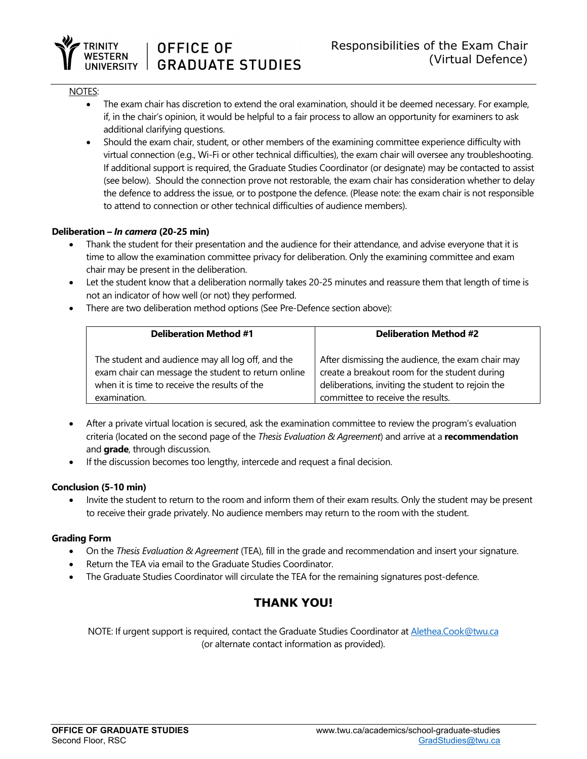NOTES:

- The exam chair has discretion to extend the oral examination, should it be deemed necessary. For example, if, in the chair's opinion, it would be helpful to a fair process to allow an opportunity for examiners to ask additional clarifying questions.
- Should the exam chair, student, or other members of the examining committee experience difficulty with virtual connection (e.g., Wi-Fi or other technical difficulties), the exam chair will oversee any troubleshooting. If additional support is required, the Graduate Studies Coordinator (or designate) may be contacted to assist (see below). Should the connection prove not restorable, the exam chair has consideration whether to delay the defence to address the issue, or to postpone the defence. (Please note: the exam chair is not responsible to attend to connection or other technical difficulties of audience members).

### Deliberation – *In camera* (20-25 min)

- Thank the student for their presentation and the audience for their attendance, and advise everyone that it is time to allow the examination committee privacy for deliberation. Only the examining committee and exam chair may be present in the deliberation.
- Let the student know that a deliberation normally takes 20-25 minutes and reassure them that length of time is not an indicator of how well (or not) they performed.
- There are two deliberation method options (See Pre-Defence section above):

| Deliberation Method #1 | Deliberation Method #2 |
|---|---|
| The student and audience may all log off, and the exam chair can message the student to return online when it is time to receive the results of the examination. | After dismissing the audience, the exam chair may create a breakout room for the student during deliberations, inviting the student to rejoin the committee to receive the results. |

- After a private virtual location is secured, ask the examination committee to review the program's evaluation criteria (located on the second page of the *Thesis Evaluation & Agreement*) and arrive at a **recommendation** and **grade**, through discussion.
- If the discussion becomes too lengthy, intercede and request a final decision.

### Conclusion (5-10 min)

- Invite the student to return to the room and inform them of their exam results. Only the student may be present to receive their grade privately. No audience members may return to the room with the student.

### Grading Form

- On the *Thesis Evaluation & Agreement* (TEA), fill in the grade and recommendation and insert your signature.
- Return the TEA via email to the Graduate Studies Coordinator.
- The Graduate Studies Coordinator will circulate the TEA for the remaining signatures post-defence.

## THANK YOU!

NOTE: If urgent support is required, contact the Graduate Studies Coordinator at Alethea.Cook@twu.ca (or alternate contact information as provided).